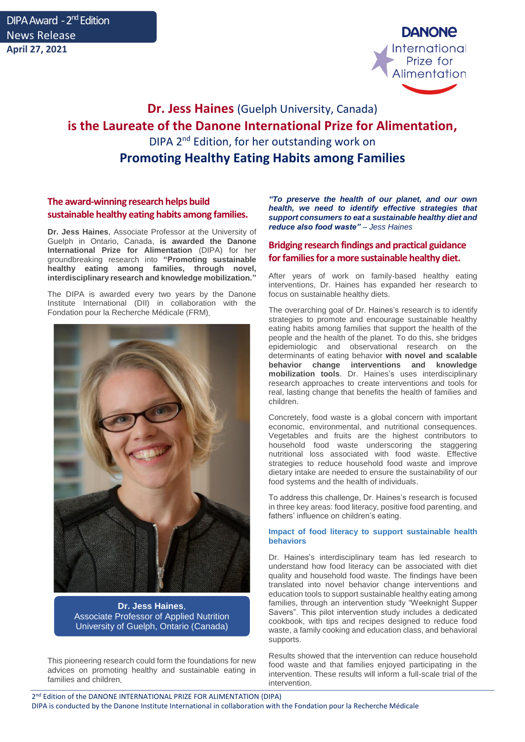DIPA Award - 2nd Edition
News Release
**April 27, 2021**

DANONE International Prize for Alimentation

# Dr. Jess Haines (Guelph University, Canada) is the Laureate of the Danone International Prize for Alimentation,

DIPA 2nd Edition, for her outstanding work on

## Promoting Healthy Eating Habits among Families

### The award-winning research helps build sustainable healthy eating habits among families.

**Dr. Jess Haines**, Associate Professor at the University of Guelph in Ontario, Canada, **is awarded the Danone International Prize for Alimentation** (DIPA) for her groundbreaking research into **"Promoting sustainable healthy eating among families, through novel, interdisciplinary research and knowledge mobilization."**

The DIPA is awarded every two years by the Danone Institute International (DII) in collaboration with the Fondation pour la Recherche Médicale (FRM).

**Dr. Jess Haines**,
Associate Professor of Applied Nutrition
University of Guelph, Ontario (Canada)

This pioneering research could form the foundations for new advices on promoting healthy and sustainable eating in families and children.

***"To preserve the health of our planet, and our own health, we need to identify effective strategies that support consumers to eat a sustainable healthy diet and reduce also food waste"*** *– Jess Haines*

### Bridging research findings and practical guidance for families for a more sustainable healthy diet.

After years of work on family-based healthy eating interventions, Dr. Haines has expanded her research to focus on sustainable healthy diets.

The overarching goal of Dr. Haines's research is to identify strategies to promote and encourage sustainable healthy eating habits among families that support the health of the people and the health of the planet. To do this, she bridges epidemiologic and observational research on the determinants of eating behavior **with novel and scalable behavior change interventions and knowledge mobilization tools**. Dr. Haines's uses interdisciplinary research approaches to create interventions and tools for real, lasting change that benefits the health of families and children.

Concretely, food waste is a global concern with important economic, environmental, and nutritional consequences. Vegetables and fruits are the highest contributors to household food waste underscoring the staggering nutritional loss associated with food waste. Effective strategies to reduce household food waste and improve dietary intake are needed to ensure the sustainability of our food systems and the health of individuals.

To address this challenge, Dr. Haines's research is focused in three key areas: food literacy, positive food parenting, and fathers' influence on children's eating.

#### Impact of food literacy to support sustainable health behaviors

Dr. Haines's interdisciplinary team has led research to understand how food literacy can be associated with diet quality and household food waste. The findings have been translated into novel behavior change interventions and education tools to support sustainable healthy eating among families, through an intervention study "Weeknight Supper Savers". This pilot intervention study includes a dedicated cookbook, with tips and recipes designed to reduce food waste, a family cooking and education class, and behavioral supports.

Results showed that the intervention can reduce household food waste and that families enjoyed participating in the intervention. These results will inform a full-scale trial of the intervention.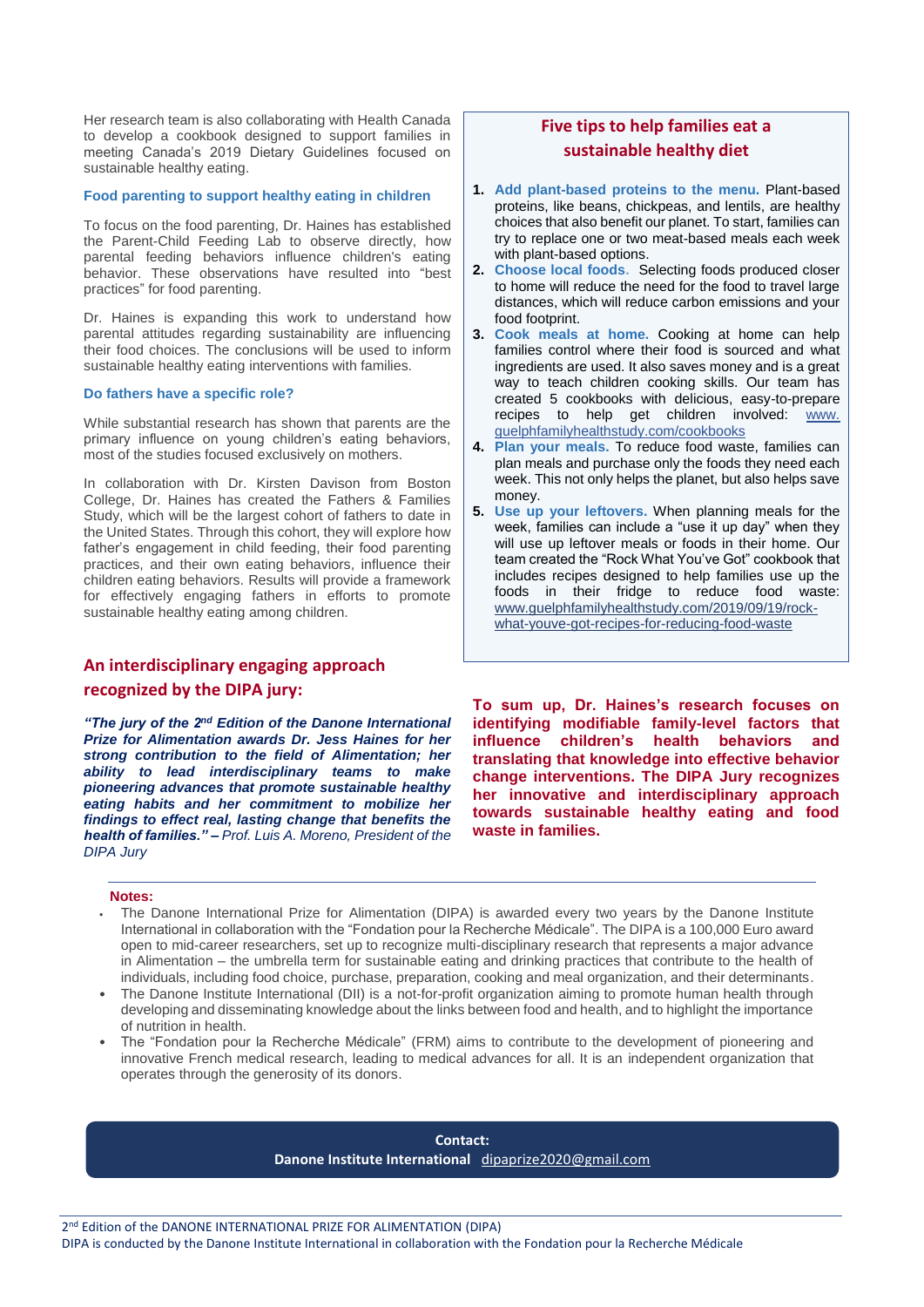Her research team is also collaborating with Health Canada to develop a cookbook designed to support families in meeting Canada's 2019 Dietary Guidelines focused on sustainable healthy eating.

### Food parenting to support healthy eating in children

To focus on the food parenting, Dr. Haines has established the Parent-Child Feeding Lab to observe directly, how parental feeding behaviors influence children's eating behavior. These observations have resulted into "best practices" for food parenting.

Dr. Haines is expanding this work to understand how parental attitudes regarding sustainability are influencing their food choices. The conclusions will be used to inform sustainable healthy eating interventions with families.

### Do fathers have a specific role?

While substantial research has shown that parents are the primary influence on young children's eating behaviors, most of the studies focused exclusively on mothers.

In collaboration with Dr. Kirsten Davison from Boston College, Dr. Haines has created the Fathers & Families Study, which will be the largest cohort of fathers to date in the United States. Through this cohort, they will explore how father's engagement in child feeding, their food parenting practices, and their own eating behaviors, influence their children eating behaviors. Results will provide a framework for effectively engaging fathers in efforts to promote sustainable healthy eating among children.

## An interdisciplinary engaging approach recognized by the DIPA jury:

***"The jury of the 2nd Edition of the Danone International Prize for Alimentation awards Dr. Jess Haines for her strong contribution to the field of Alimentation; her ability to lead interdisciplinary teams to make pioneering advances that promote sustainable healthy eating habits and her commitment to mobilize her findings to effect real, lasting change that benefits the health of families." –*** *Prof. Luis A. Moreno, President of the DIPA Jury*

## Five tips to help families eat a sustainable healthy diet

1. **Add plant-based proteins to the menu.** Plant-based proteins, like beans, chickpeas, and lentils, are healthy choices that also benefit our planet. To start, families can try to replace one or two meat-based meals each week with plant-based options.
2. **Choose local foods.** Selecting foods produced closer to home will reduce the need for the food to travel large distances, which will reduce carbon emissions and your food footprint.
3. **Cook meals at home.** Cooking at home can help families control where their food is sourced and what ingredients are used. It also saves money and is a great way to teach children cooking skills. Our team has created 5 cookbooks with delicious, easy-to-prepare recipes to help get children involved: www.guelphfamilyhealthstudy.com/cookbooks
4. **Plan your meals.** To reduce food waste, families can plan meals and purchase only the foods they need each week. This not only helps the planet, but also helps save money.
5. **Use up your leftovers.** When planning meals for the week, families can include a "use it up day" when they will use up leftover meals or foods in their home. Our team created the "Rock What You've Got" cookbook that includes recipes designed to help families use up the foods in their fridge to reduce food waste: www.guelphfamilyhealthstudy.com/2019/09/19/rock-what-youve-got-recipes-for-reducing-food-waste

**To sum up, Dr. Haines's research focuses on identifying modifiable family-level factors that influence children's health behaviors and translating that knowledge into effective behavior change interventions. The DIPA Jury recognizes her innovative and interdisciplinary approach towards sustainable healthy eating and food waste in families.**

**Notes:**

- The Danone International Prize for Alimentation (DIPA) is awarded every two years by the Danone Institute International in collaboration with the "Fondation pour la Recherche Médicale". The DIPA is a 100,000 Euro award open to mid-career researchers, set up to recognize multi-disciplinary research that represents a major advance in Alimentation – the umbrella term for sustainable eating and drinking practices that contribute to the health of individuals, including food choice, purchase, preparation, cooking and meal organization, and their determinants.
- The Danone Institute International (DII) is a not-for-profit organization aiming to promote human health through developing and disseminating knowledge about the links between food and health, and to highlight the importance of nutrition in health.
- The "Fondation pour la Recherche Médicale" (FRM) aims to contribute to the development of pioneering and innovative French medical research, leading to medical advances for all. It is an independent organization that operates through the generosity of its donors.

**Contact:**
**Danone Institute International** dipaprize2020@gmail.com